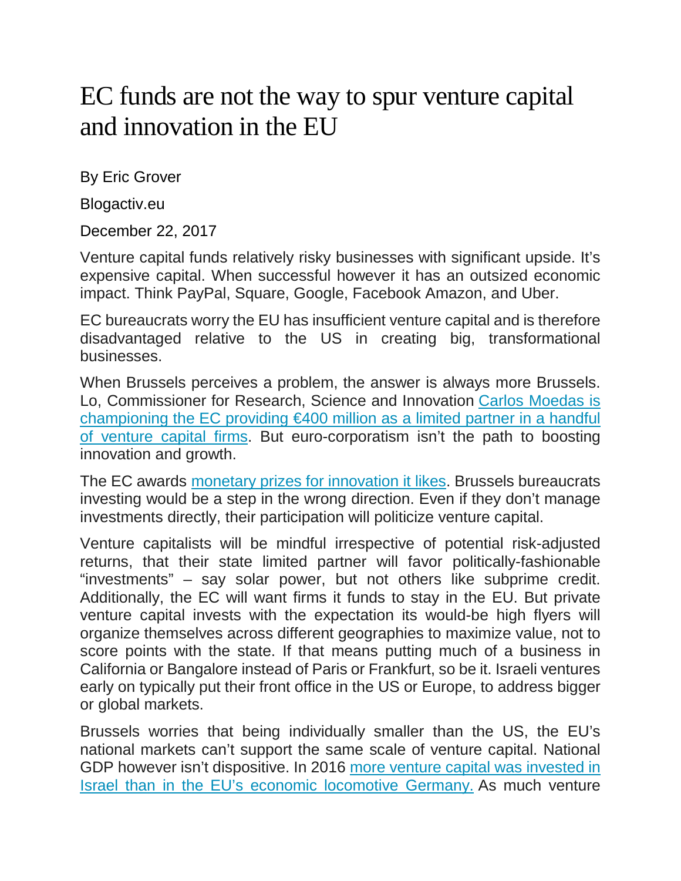# EC funds are not the way to spur venture capital and innovation in the EU

By Eric Grover

Blogactiv.eu

December 22, 2017

Venture capital funds relatively risky businesses with significant upside. It's expensive capital. When successful however it has an outsized economic impact. Think PayPal, Square, Google, Facebook Amazon, and Uber.

EC bureaucrats worry the EU has insufficient venture capital and is therefore disadvantaged relative to the US in creating big, transformational businesses.

When Brussels perceives a problem, the answer is always more Brussels. Lo, Commissioner for Research, Science and Innovation [Carlos Moedas is championing the EC providing €400 million as a limited partner in a handful of venture capital firms](). But euro-corporatism isn't the path to boosting innovation and growth.

The EC awards [monetary prizes for innovation it likes](). Brussels bureaucrats investing would be a step in the wrong direction. Even if they don't manage investments directly, their participation will politicize venture capital.

Venture capitalists will be mindful irrespective of potential risk-adjusted returns, that their state limited partner will favor politically-fashionable "investments" – say solar power, but not others like subprime credit. Additionally, the EC will want firms it funds to stay in the EU. But private venture capital invests with the expectation its would-be high flyers will organize themselves across different geographies to maximize value, not to score points with the state. If that means putting much of a business in California or Bangalore instead of Paris or Frankfurt, so be it. Israeli ventures early on typically put their front office in the US or Europe, to address bigger or global markets.

Brussels worries that being individually smaller than the US, the EU's national markets can't support the same scale of venture capital. National GDP however isn't dispositive. In 2016 [more venture capital was invested in Israel than in the EU's economic locomotive Germany.]() As much venture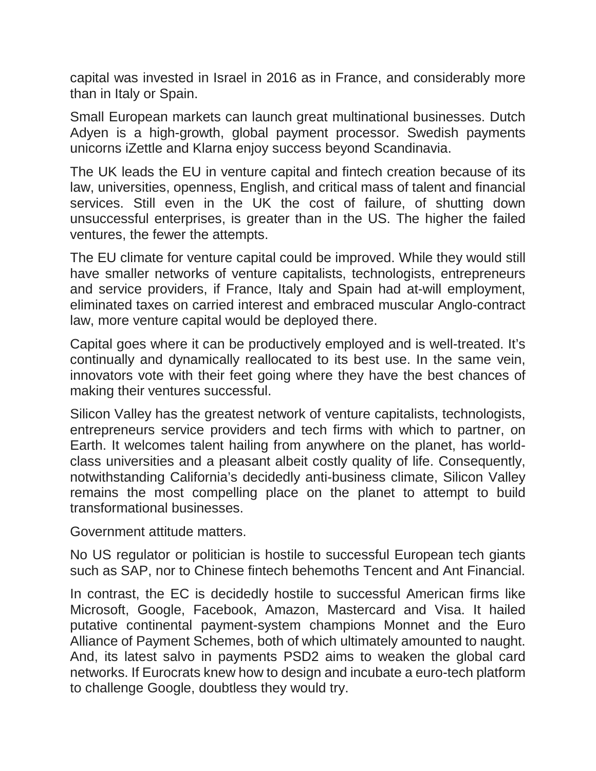capital was invested in Israel in 2016 as in France, and considerably more than in Italy or Spain.

Small European markets can launch great multinational businesses. Dutch Adyen is a high-growth, global payment processor. Swedish payments unicorns iZettle and Klarna enjoy success beyond Scandinavia.

The UK leads the EU in venture capital and fintech creation because of its law, universities, openness, English, and critical mass of talent and financial services. Still even in the UK the cost of failure, of shutting down unsuccessful enterprises, is greater than in the US. The higher the failed ventures, the fewer the attempts.

The EU climate for venture capital could be improved. While they would still have smaller networks of venture capitalists, technologists, entrepreneurs and service providers, if France, Italy and Spain had at-will employment, eliminated taxes on carried interest and embraced muscular Anglo-contract law, more venture capital would be deployed there.

Capital goes where it can be productively employed and is well-treated. It's continually and dynamically reallocated to its best use. In the same vein, innovators vote with their feet going where they have the best chances of making their ventures successful.

Silicon Valley has the greatest network of venture capitalists, technologists, entrepreneurs service providers and tech firms with which to partner, on Earth. It welcomes talent hailing from anywhere on the planet, has world-class universities and a pleasant albeit costly quality of life. Consequently, notwithstanding California's decidedly anti-business climate, Silicon Valley remains the most compelling place on the planet to attempt to build transformational businesses.

Government attitude matters.

No US regulator or politician is hostile to successful European tech giants such as SAP, nor to Chinese fintech behemoths Tencent and Ant Financial.

In contrast, the EC is decidedly hostile to successful American firms like Microsoft, Google, Facebook, Amazon, Mastercard and Visa. It hailed putative continental payment-system champions Monnet and the Euro Alliance of Payment Schemes, both of which ultimately amounted to naught. And, its latest salvo in payments PSD2 aims to weaken the global card networks. If Eurocrats knew how to design and incubate a euro-tech platform to challenge Google, doubtless they would try.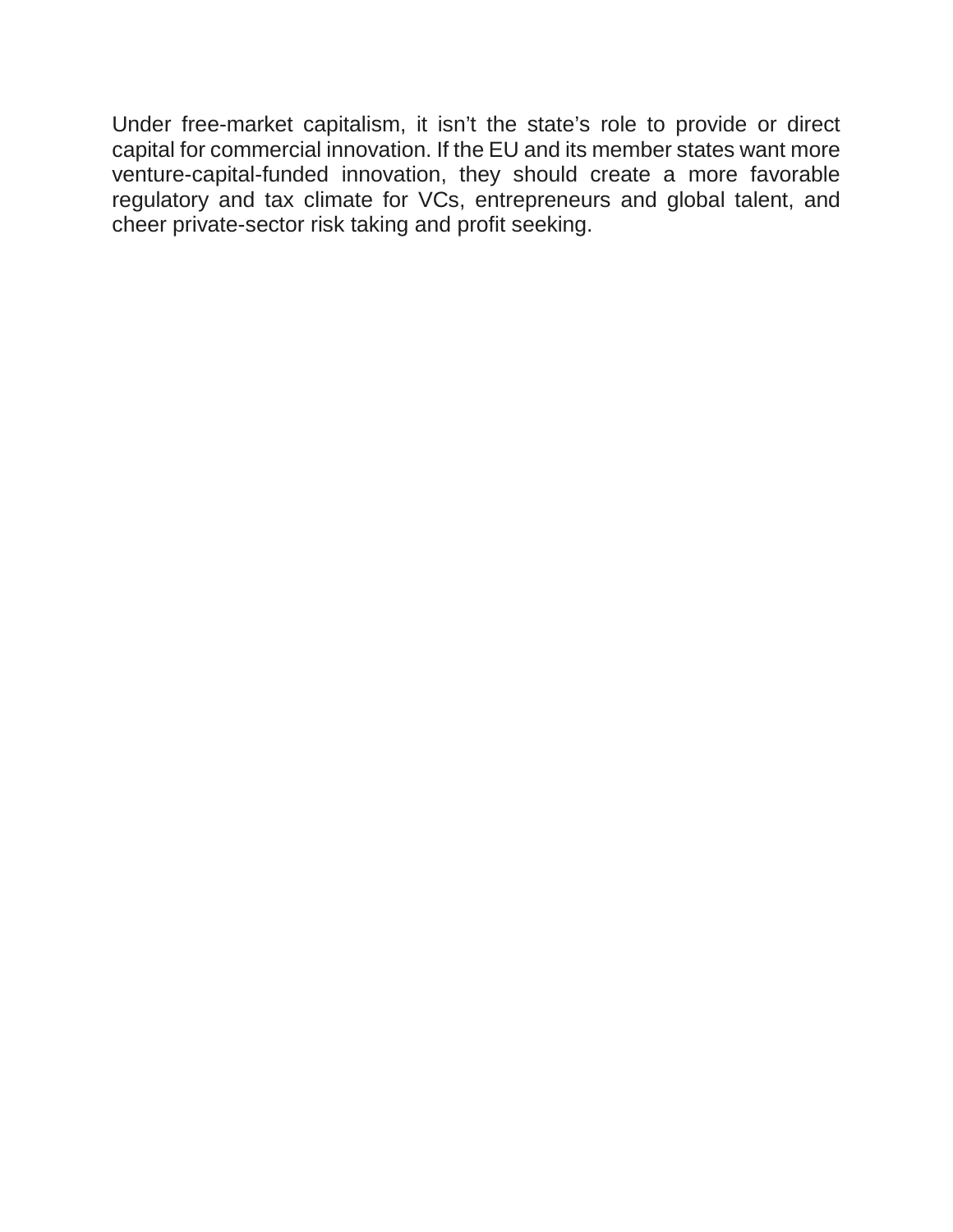Under free-market capitalism, it isn't the state's role to provide or direct capital for commercial innovation. If the EU and its member states want more venture-capital-funded innovation, they should create a more favorable regulatory and tax climate for VCs, entrepreneurs and global talent, and cheer private-sector risk taking and profit seeking.